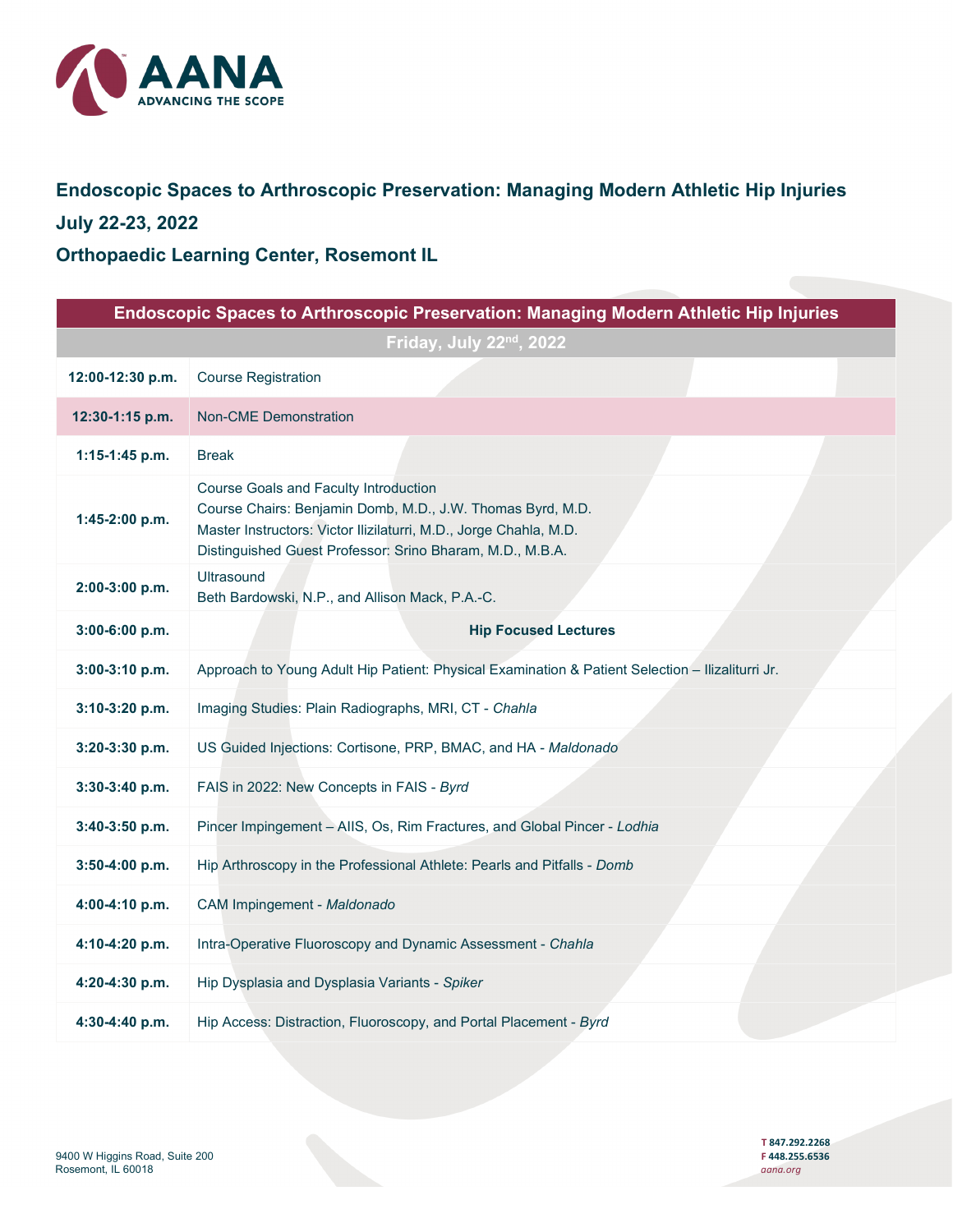**AANA**
ADVANCING THE SCOPE

## Endoscopic Spaces to Arthroscopic Preservation: Managing Modern Athletic Hip Injuries

## July 22-23, 2022

## Orthopaedic Learning Center, Rosemont IL

| Endoscopic Spaces to Arthroscopic Preservation: Managing Modern Athletic Hip Injuries | |
|---|---|
| **Friday, July 22nd, 2022** | |
| **12:00-12:30 p.m.** | Course Registration |
| **12:30-1:15 p.m.** | Non-CME Demonstration |
| **1:15-1:45 p.m.** | Break |
| **1:45-2:00 p.m.** | Course Goals and Faculty Introduction<br>Course Chairs: Benjamin Domb, M.D., J.W. Thomas Byrd, M.D.<br>Master Instructors: Victor Ilizilaturri, M.D., Jorge Chahla, M.D.<br>Distinguished Guest Professor: Srino Bharam, M.D., M.B.A. |
| **2:00-3:00 p.m.** | Ultrasound<br>Beth Bardowski, N.P., and Allison Mack, P.A.-C. |
| **3:00-6:00 p.m.** | **Hip Focused Lectures** |
| **3:00-3:10 p.m.** | Approach to Young Adult Hip Patient: Physical Examination & Patient Selection – Ilizaliturri Jr. |
| **3:10-3:20 p.m.** | Imaging Studies: Plain Radiographs, MRI, CT - *Chahla* |
| **3:20-3:30 p.m.** | US Guided Injections: Cortisone, PRP, BMAC, and HA - *Maldonado* |
| **3:30-3:40 p.m.** | FAIS in 2022: New Concepts in FAIS - *Byrd* |
| **3:40-3:50 p.m.** | Pincer Impingement – AIIS, Os, Rim Fractures, and Global Pincer - *Lodhia* |
| **3:50-4:00 p.m.** | Hip Arthroscopy in the Professional Athlete: Pearls and Pitfalls - *Domb* |
| **4:00-4:10 p.m.** | CAM Impingement - *Maldonado* |
| **4:10-4:20 p.m.** | Intra-Operative Fluoroscopy and Dynamic Assessment - *Chahla* |
| **4:20-4:30 p.m.** | Hip Dysplasia and Dysplasia Variants - *Spiker* |
| **4:30-4:40 p.m.** | Hip Access: Distraction, Fluoroscopy, and Portal Placement - *Byrd* |

9400 W Higgins Road, Suite 200
Rosemont, IL 60018

T 847.292.2268
F 448.255.6536
aana.org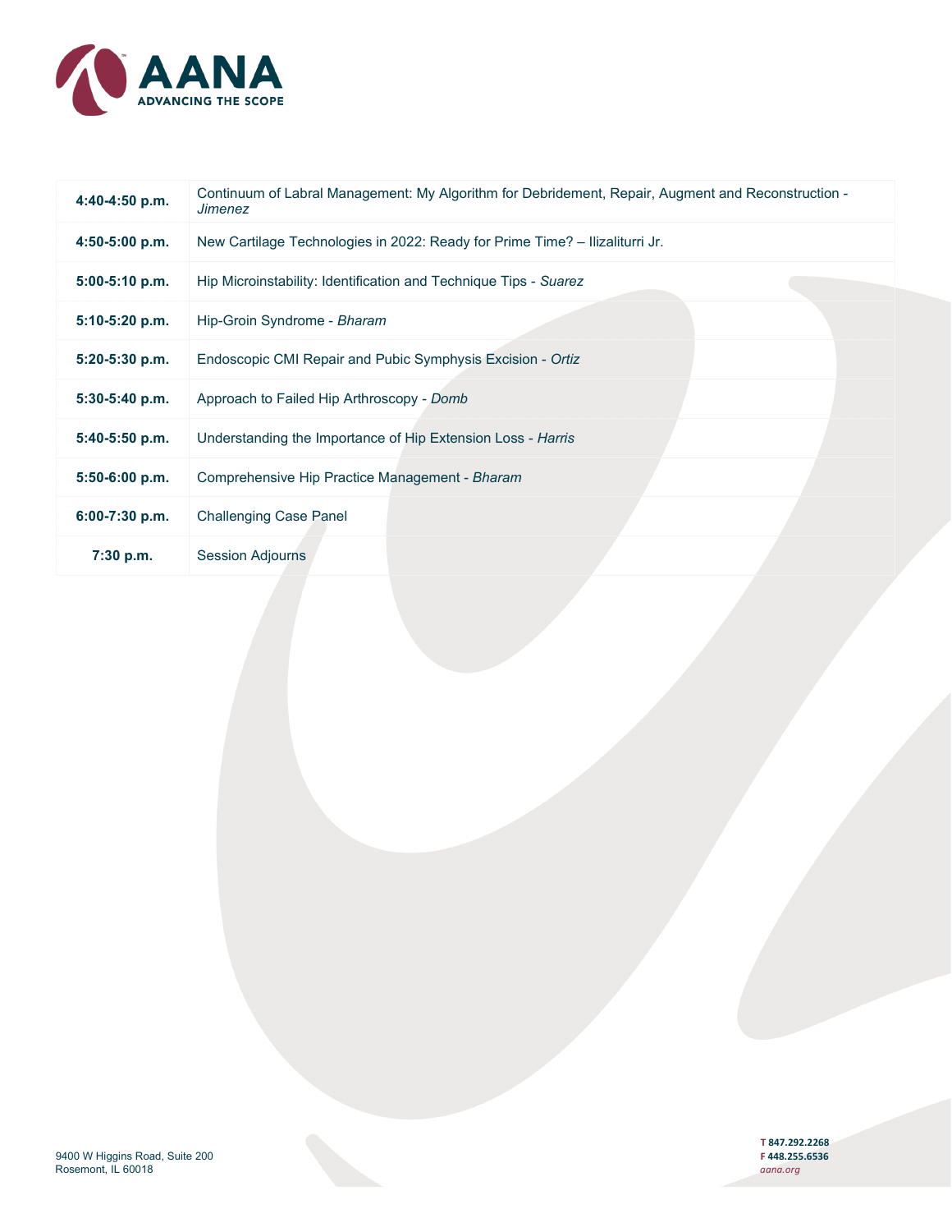| | |
|---|---|
| **4:40-4:50 p.m.** | Continuum of Labral Management: My Algorithm for Debridement, Repair, Augment and Reconstruction - *Jimenez* |
| **4:50-5:00 p.m.** | New Cartilage Technologies in 2022: Ready for Prime Time? – Ilizaliturri Jr. |
| **5:00-5:10 p.m.** | Hip Microinstability: Identification and Technique Tips - *Suarez* |
| **5:10-5:20 p.m.** | Hip-Groin Syndrome - *Bharam* |
| **5:20-5:30 p.m.** | Endoscopic CMI Repair and Pubic Symphysis Excision - *Ortiz* |
| **5:30-5:40 p.m.** | Approach to Failed Hip Arthroscopy - *Domb* |
| **5:40-5:50 p.m.** | Understanding the Importance of Hip Extension Loss - *Harris* |
| **5:50-6:00 p.m.** | Comprehensive Hip Practice Management - *Bharam* |
| **6:00-7:30 p.m.** | Challenging Case Panel |
| **7:30 p.m.** | Session Adjourns |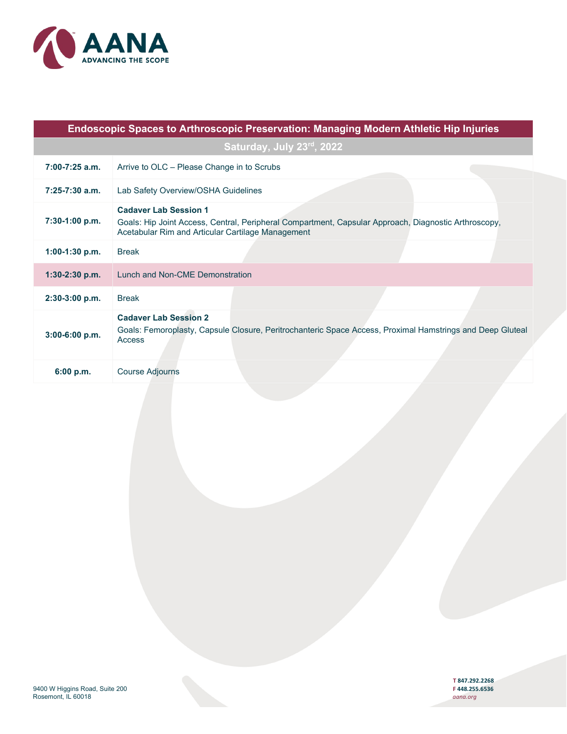# Endoscopic Spaces to Arthroscopic Preservation: Managing Modern Athletic Hip Injuries

## Saturday, July 23rd, 2022

| Time | Activity |
|---|---|
| **7:00-7:25 a.m.** | Arrive to OLC – Please Change in to Scrubs |
| **7:25-7:30 a.m.** | Lab Safety Overview/OSHA Guidelines |
| **7:30-1:00 p.m.** | **Cadaver Lab Session 1**<br>Goals: Hip Joint Access, Central, Peripheral Compartment, Capsular Approach, Diagnostic Arthroscopy, Acetabular Rim and Articular Cartilage Management |
| **1:00-1:30 p.m.** | Break |
| **1:30-2:30 p.m.** | Lunch and Non-CME Demonstration |
| **2:30-3:00 p.m.** | Break |
| **3:00-6:00 p.m.** | **Cadaver Lab Session 2**<br>Goals: Femoroplasty, Capsule Closure, Peritrochanteric Space Access, Proximal Hamstrings and Deep Gluteal Access |
| **6:00 p.m.** | Course Adjourns |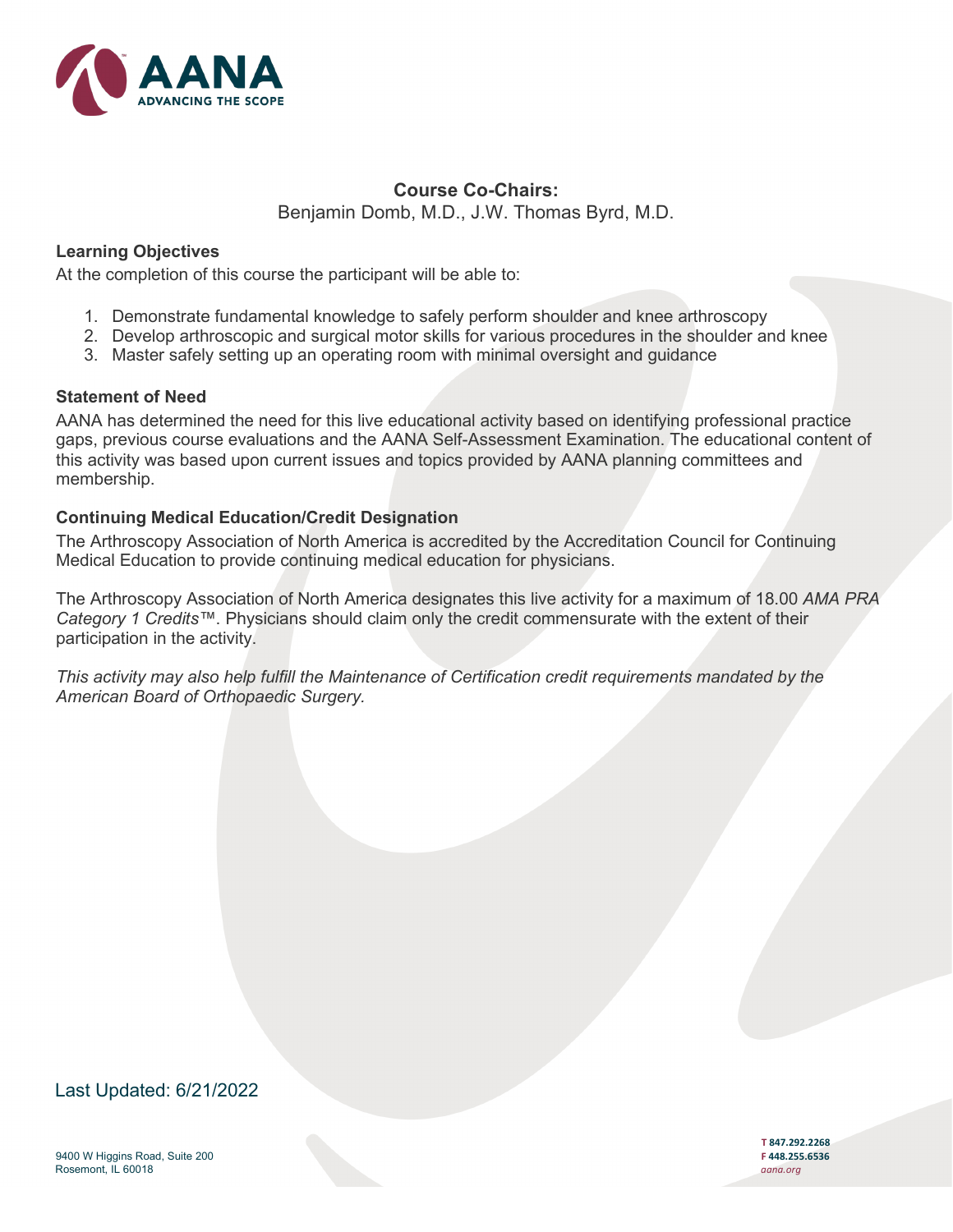AANA
ADVANCING THE SCOPE

**Course Co-Chairs:**
Benjamin Domb, M.D., J.W. Thomas Byrd, M.D.

## Learning Objectives

At the completion of this course the participant will be able to:

1. Demonstrate fundamental knowledge to safely perform shoulder and knee arthroscopy
2. Develop arthroscopic and surgical motor skills for various procedures in the shoulder and knee
3. Master safely setting up an operating room with minimal oversight and guidance

## Statement of Need

AANA has determined the need for this live educational activity based on identifying professional practice gaps, previous course evaluations and the AANA Self-Assessment Examination. The educational content of this activity was based upon current issues and topics provided by AANA planning committees and membership.

## Continuing Medical Education/Credit Designation

The Arthroscopy Association of North America is accredited by the Accreditation Council for Continuing Medical Education to provide continuing medical education for physicians.

The Arthroscopy Association of North America designates this live activity for a maximum of 18.00 *AMA PRA Category 1 Credits*™. Physicians should claim only the credit commensurate with the extent of their participation in the activity.

*This activity may also help fulfill the Maintenance of Certification credit requirements mandated by the American Board of Orthopaedic Surgery.*

Last Updated: 6/21/2022

9400 W Higgins Road, Suite 200
Rosemont, IL 60018

T 847.292.2268
F 448.255.6536
aana.org